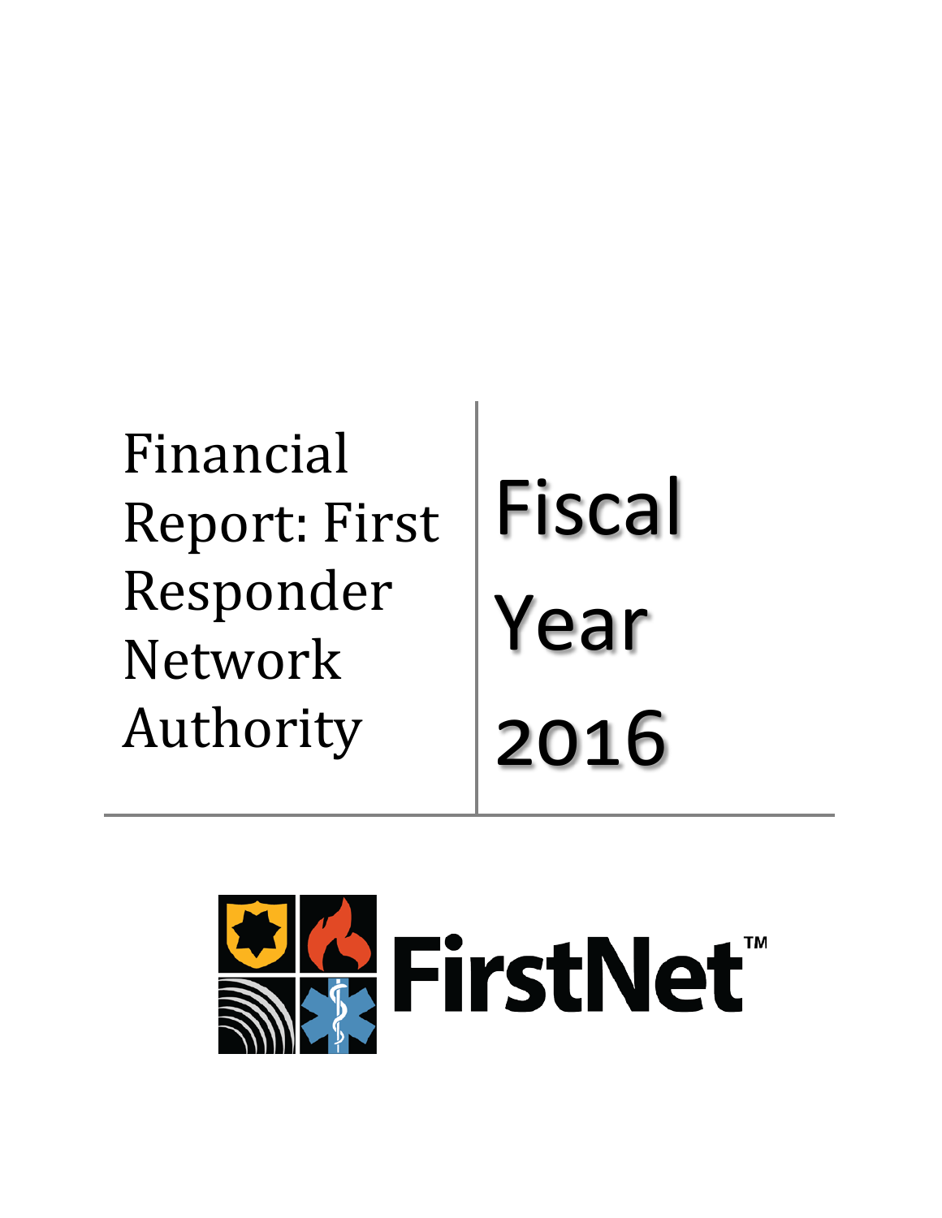# Financial Report: First Responder Network Authority

# Fiscal Year 2016

FirstNet™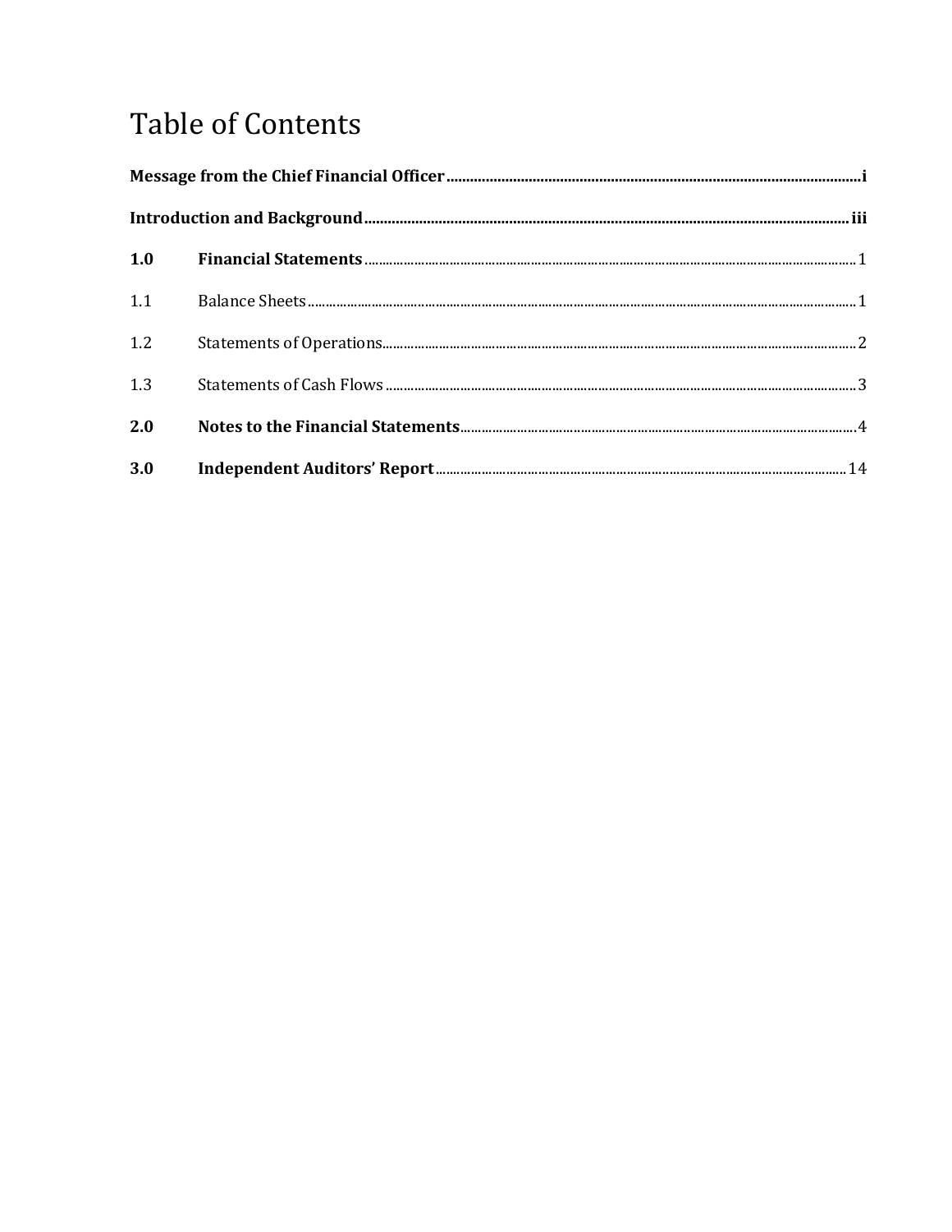# Table of Contents

| | | |
|---|---|---|
| **Message from the Chief Financial Officer** | | **i** |
| **Introduction and Background** | | **iii** |
| **1.0** | **Financial Statements** | 1 |
| 1.1 | Balance Sheets | 1 |
| 1.2 | Statements of Operations | 2 |
| 1.3 | Statements of Cash Flows | 3 |
| **2.0** | **Notes to the Financial Statements** | 4 |
| **3.0** | **Independent Auditors' Report** | 14 |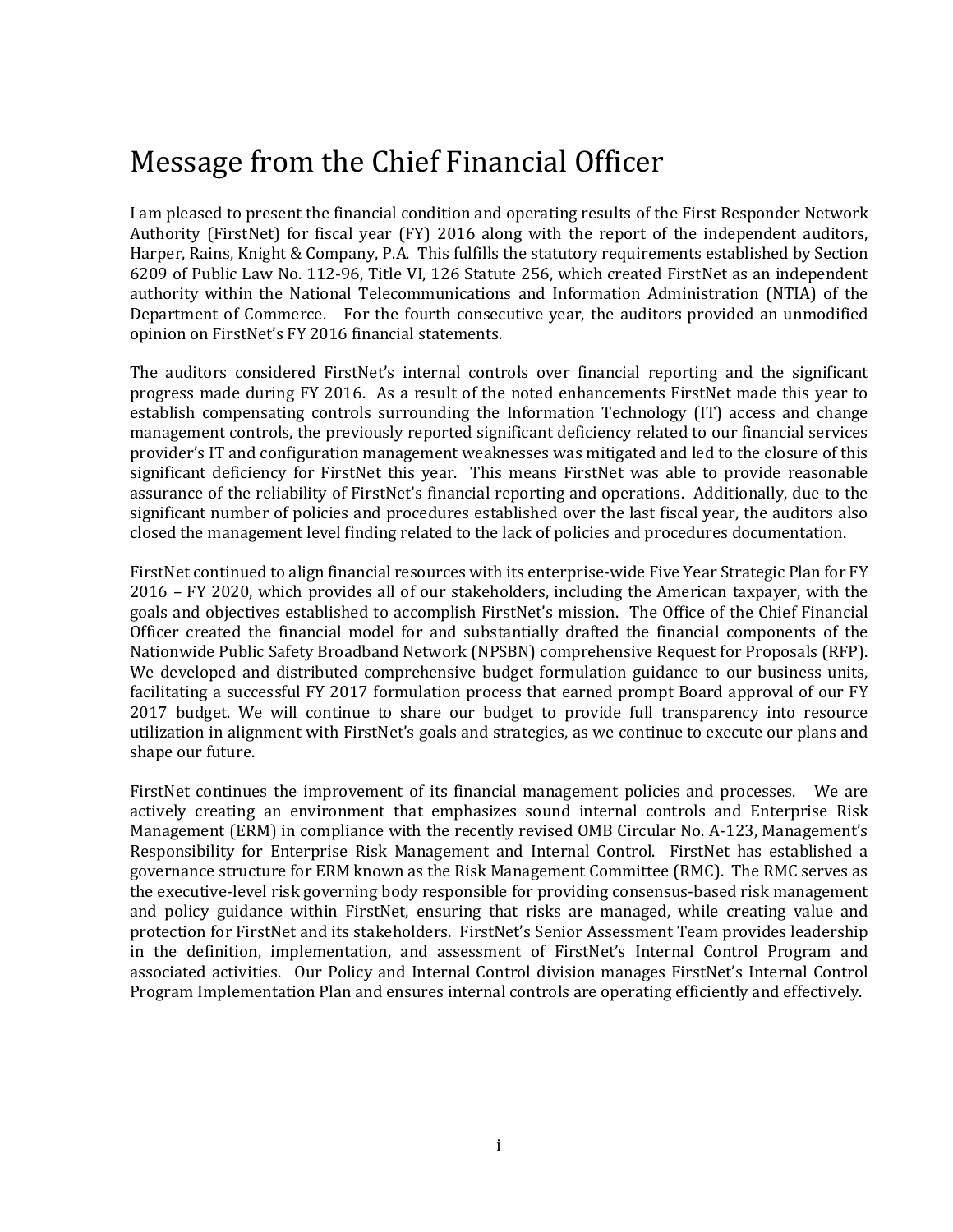# Message from the Chief Financial Officer

I am pleased to present the financial condition and operating results of the First Responder Network Authority (FirstNet) for fiscal year (FY) 2016 along with the report of the independent auditors, Harper, Rains, Knight & Company, P.A. This fulfills the statutory requirements established by Section 6209 of Public Law No. 112-96, Title VI, 126 Statute 256, which created FirstNet as an independent authority within the National Telecommunications and Information Administration (NTIA) of the Department of Commerce. For the fourth consecutive year, the auditors provided an unmodified opinion on FirstNet's FY 2016 financial statements.

The auditors considered FirstNet's internal controls over financial reporting and the significant progress made during FY 2016. As a result of the noted enhancements FirstNet made this year to establish compensating controls surrounding the Information Technology (IT) access and change management controls, the previously reported significant deficiency related to our financial services provider's IT and configuration management weaknesses was mitigated and led to the closure of this significant deficiency for FirstNet this year. This means FirstNet was able to provide reasonable assurance of the reliability of FirstNet's financial reporting and operations. Additionally, due to the significant number of policies and procedures established over the last fiscal year, the auditors also closed the management level finding related to the lack of policies and procedures documentation.

FirstNet continued to align financial resources with its enterprise-wide Five Year Strategic Plan for FY 2016 – FY 2020, which provides all of our stakeholders, including the American taxpayer, with the goals and objectives established to accomplish FirstNet's mission. The Office of the Chief Financial Officer created the financial model for and substantially drafted the financial components of the Nationwide Public Safety Broadband Network (NPSBN) comprehensive Request for Proposals (RFP). We developed and distributed comprehensive budget formulation guidance to our business units, facilitating a successful FY 2017 formulation process that earned prompt Board approval of our FY 2017 budget. We will continue to share our budget to provide full transparency into resource utilization in alignment with FirstNet's goals and strategies, as we continue to execute our plans and shape our future.

FirstNet continues the improvement of its financial management policies and processes. We are actively creating an environment that emphasizes sound internal controls and Enterprise Risk Management (ERM) in compliance with the recently revised OMB Circular No. A-123, Management's Responsibility for Enterprise Risk Management and Internal Control. FirstNet has established a governance structure for ERM known as the Risk Management Committee (RMC). The RMC serves as the executive-level risk governing body responsible for providing consensus-based risk management and policy guidance within FirstNet, ensuring that risks are managed, while creating value and protection for FirstNet and its stakeholders. FirstNet's Senior Assessment Team provides leadership in the definition, implementation, and assessment of FirstNet's Internal Control Program and associated activities. Our Policy and Internal Control division manages FirstNet's Internal Control Program Implementation Plan and ensures internal controls are operating efficiently and effectively.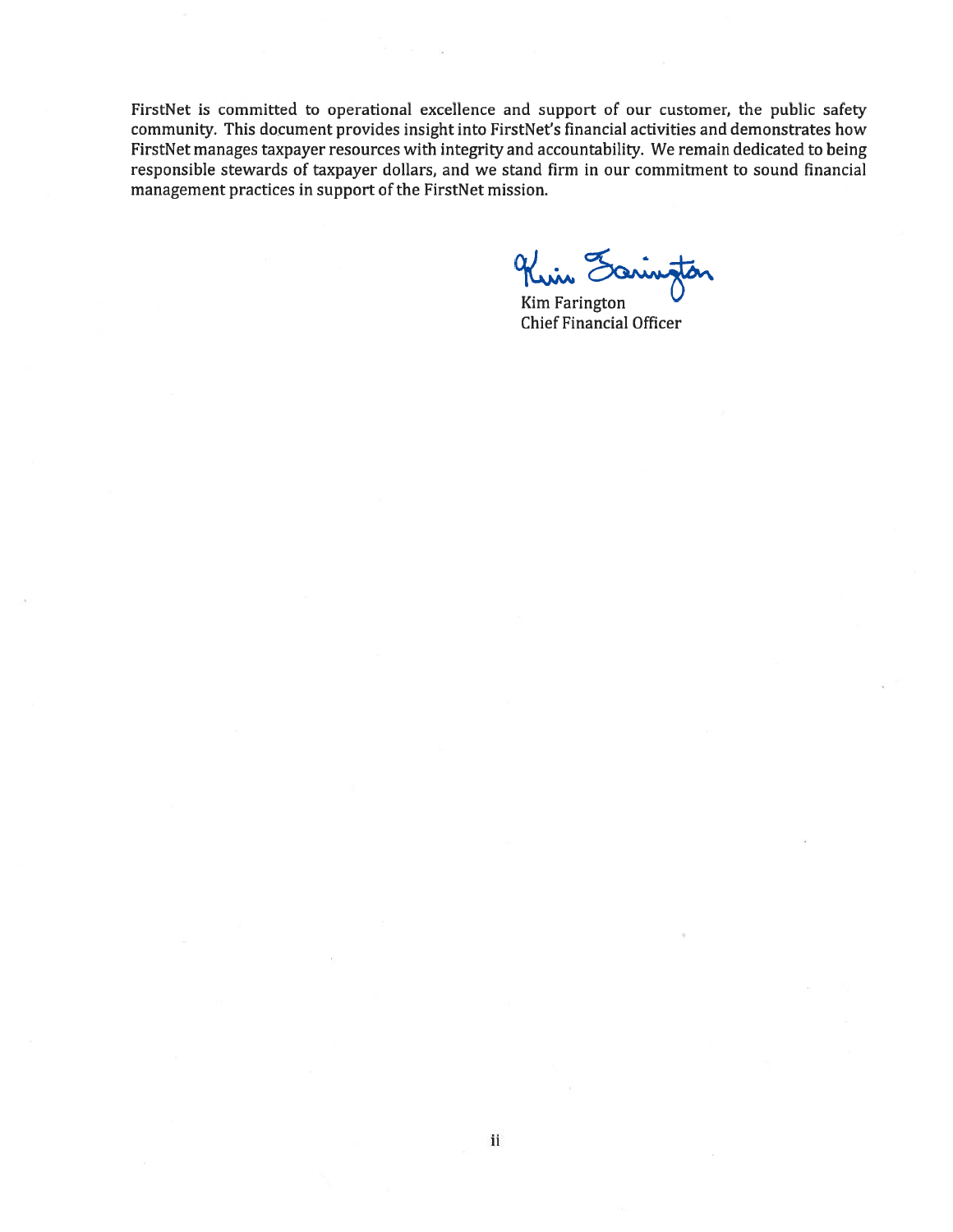FirstNet is committed to operational excellence and support of our customer, the public safety community. This document provides insight into FirstNet's financial activities and demonstrates how FirstNet manages taxpayer resources with integrity and accountability. We remain dedicated to being responsible stewards of taxpayer dollars, and we stand firm in our commitment to sound financial management practices in support of the FirstNet mission.

Kim Farington
Chief Financial Officer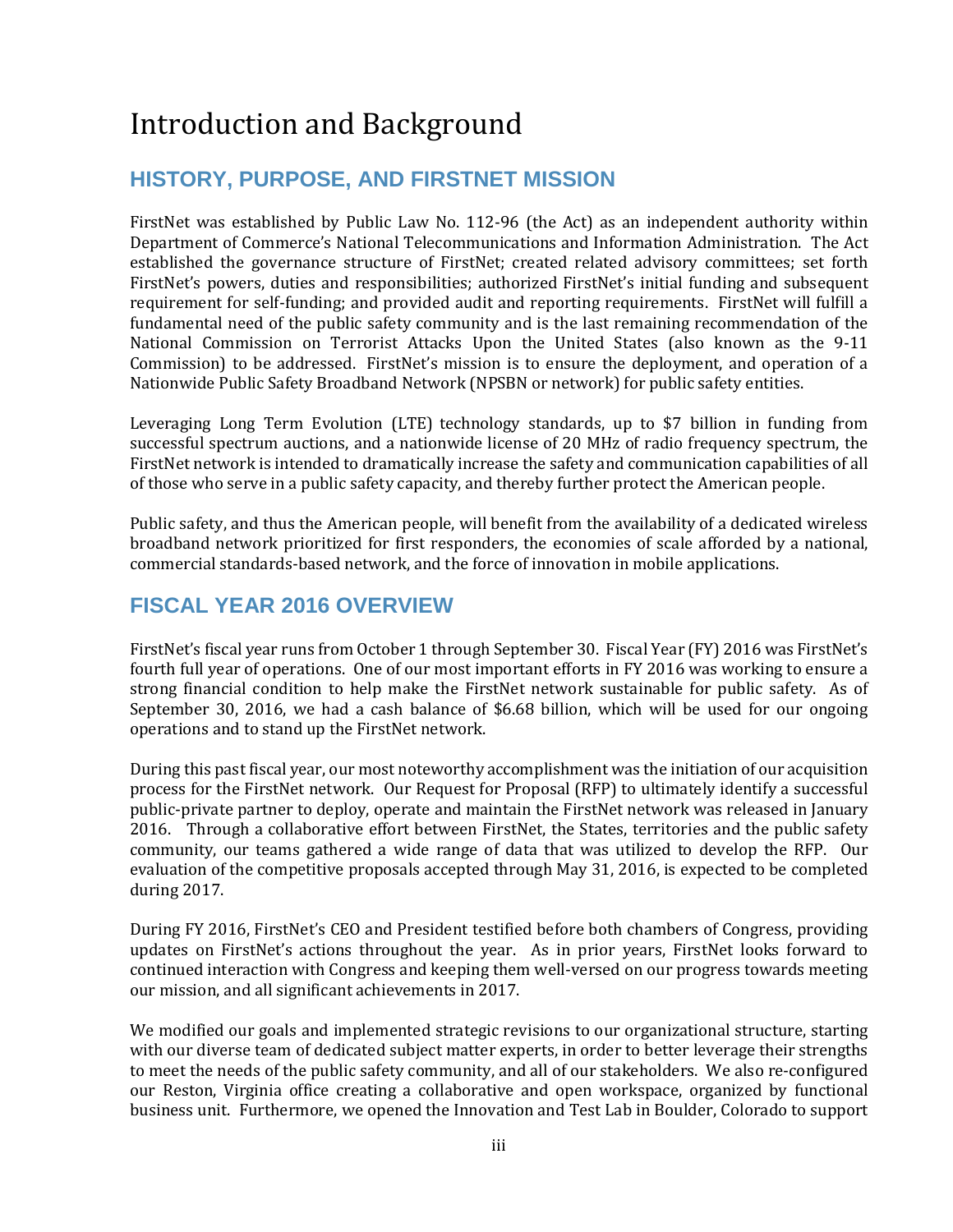# Introduction and Background

## HISTORY, PURPOSE, AND FIRSTNET MISSION

FirstNet was established by Public Law No. 112-96 (the Act) as an independent authority within Department of Commerce's National Telecommunications and Information Administration. The Act established the governance structure of FirstNet; created related advisory committees; set forth FirstNet's powers, duties and responsibilities; authorized FirstNet's initial funding and subsequent requirement for self-funding; and provided audit and reporting requirements. FirstNet will fulfill a fundamental need of the public safety community and is the last remaining recommendation of the National Commission on Terrorist Attacks Upon the United States (also known as the 9-11 Commission) to be addressed. FirstNet's mission is to ensure the deployment, and operation of a Nationwide Public Safety Broadband Network (NPSBN or network) for public safety entities.

Leveraging Long Term Evolution (LTE) technology standards, up to $7 billion in funding from successful spectrum auctions, and a nationwide license of 20 MHz of radio frequency spectrum, the FirstNet network is intended to dramatically increase the safety and communication capabilities of all of those who serve in a public safety capacity, and thereby further protect the American people.

Public safety, and thus the American people, will benefit from the availability of a dedicated wireless broadband network prioritized for first responders, the economies of scale afforded by a national, commercial standards-based network, and the force of innovation in mobile applications.

## FISCAL YEAR 2016 OVERVIEW

FirstNet's fiscal year runs from October 1 through September 30. Fiscal Year (FY) 2016 was FirstNet's fourth full year of operations. One of our most important efforts in FY 2016 was working to ensure a strong financial condition to help make the FirstNet network sustainable for public safety. As of September 30, 2016, we had a cash balance of $6.68 billion, which will be used for our ongoing operations and to stand up the FirstNet network.

During this past fiscal year, our most noteworthy accomplishment was the initiation of our acquisition process for the FirstNet network. Our Request for Proposal (RFP) to ultimately identify a successful public-private partner to deploy, operate and maintain the FirstNet network was released in January 2016. Through a collaborative effort between FirstNet, the States, territories and the public safety community, our teams gathered a wide range of data that was utilized to develop the RFP. Our evaluation of the competitive proposals accepted through May 31, 2016, is expected to be completed during 2017.

During FY 2016, FirstNet's CEO and President testified before both chambers of Congress, providing updates on FirstNet's actions throughout the year. As in prior years, FirstNet looks forward to continued interaction with Congress and keeping them well-versed on our progress towards meeting our mission, and all significant achievements in 2017.

We modified our goals and implemented strategic revisions to our organizational structure, starting with our diverse team of dedicated subject matter experts, in order to better leverage their strengths to meet the needs of the public safety community, and all of our stakeholders. We also re-configured our Reston, Virginia office creating a collaborative and open workspace, organized by functional business unit. Furthermore, we opened the Innovation and Test Lab in Boulder, Colorado to support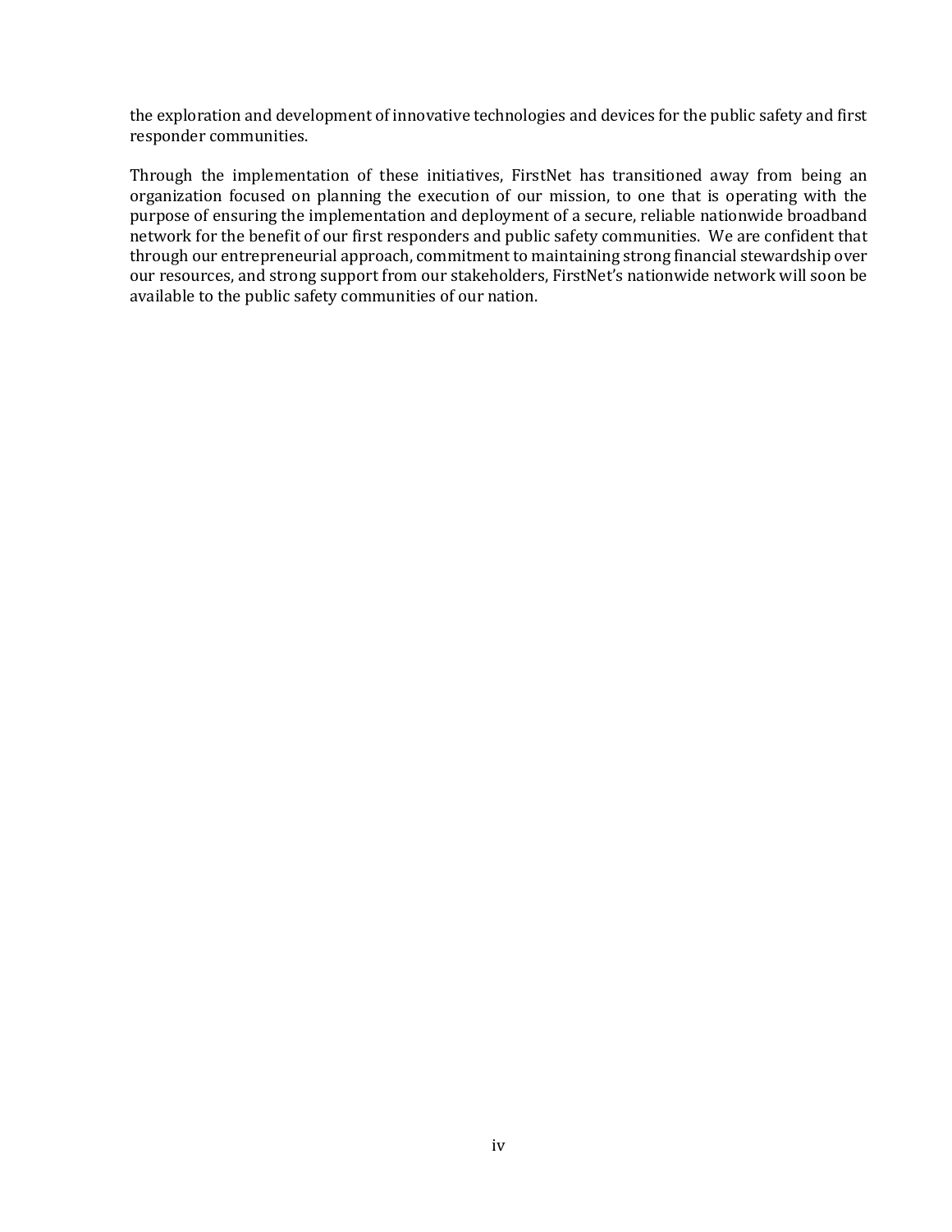the exploration and development of innovative technologies and devices for the public safety and first responder communities.

Through the implementation of these initiatives, FirstNet has transitioned away from being an organization focused on planning the execution of our mission, to one that is operating with the purpose of ensuring the implementation and deployment of a secure, reliable nationwide broadband network for the benefit of our first responders and public safety communities. We are confident that through our entrepreneurial approach, commitment to maintaining strong financial stewardship over our resources, and strong support from our stakeholders, FirstNet's nationwide network will soon be available to the public safety communities of our nation.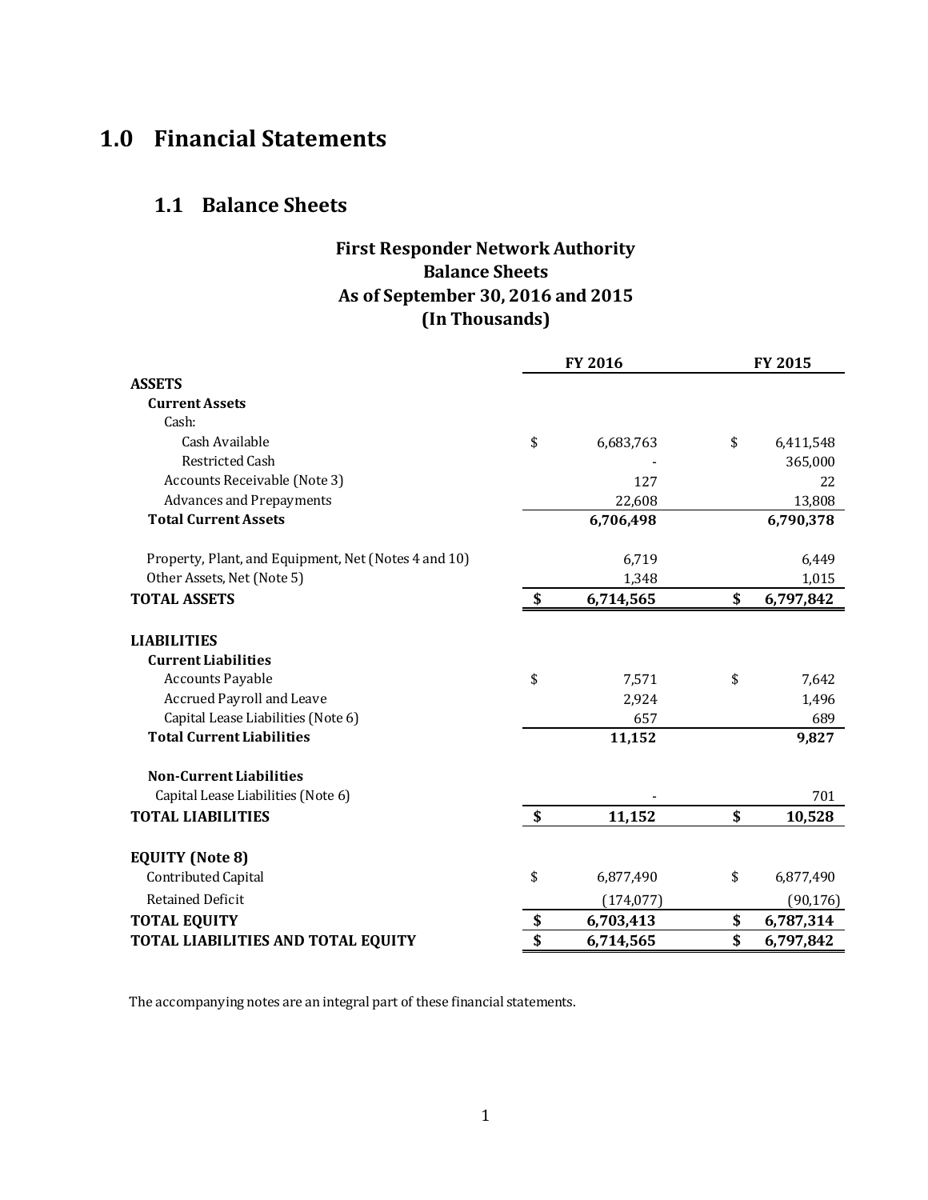# 1.0 Financial Statements

## 1.1 Balance Sheets

**First Responder Network Authority**
**Balance Sheets**
**As of September 30, 2016 and 2015**
**(In Thousands)**

| | FY 2016 | FY 2015 |
|---|---|---|
| **ASSETS** | | |
| **Current Assets** | | |
| Cash: | | |
| Cash Available | $ 6,683,763 | $ 6,411,548 |
| Restricted Cash | - | 365,000 |
| Accounts Receivable (Note 3) | 127 | 22 |
| Advances and Prepayments | 22,608 | 13,808 |
| **Total Current Assets** | **6,706,498** | **6,790,378** |
| Property, Plant, and Equipment, Net (Notes 4 and 10) | 6,719 | 6,449 |
| Other Assets, Net (Note 5) | 1,348 | 1,015 |
| **TOTAL ASSETS** | **$ 6,714,565** | **$ 6,797,842** |
| **LIABILITIES** | | |
| **Current Liabilities** | | |
| Accounts Payable | $ 7,571 | $ 7,642 |
| Accrued Payroll and Leave | 2,924 | 1,496 |
| Capital Lease Liabilities (Note 6) | 657 | 689 |
| **Total Current Liabilities** | **11,152** | **9,827** |
| **Non-Current Liabilities** | | |
| Capital Lease Liabilities (Note 6) | - | 701 |
| **TOTAL LIABILITIES** | **$ 11,152** | **$ 10,528** |
| **EQUITY (Note 8)** | | |
| Contributed Capital | $ 6,877,490 | $ 6,877,490 |
| Retained Deficit | (174,077) | (90,176) |
| **TOTAL EQUITY** | **$ 6,703,413** | **$ 6,787,314** |
| **TOTAL LIABILITIES AND TOTAL EQUITY** | **$ 6,714,565** | **$ 6,797,842** |

The accompanying notes are an integral part of these financial statements.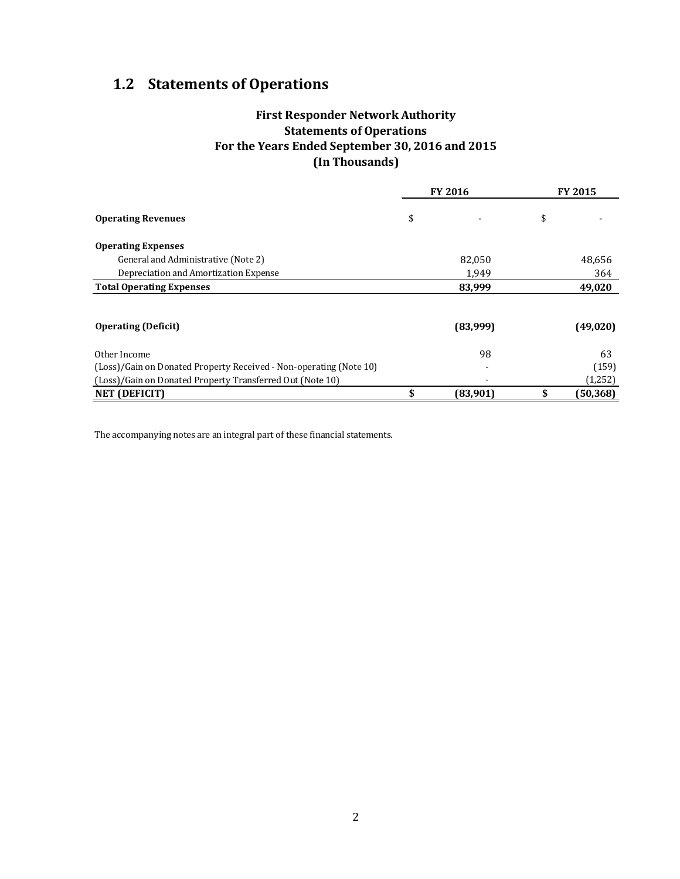## 1.2 Statements of Operations

**First Responder Network Authority**
**Statements of Operations**
**For the Years Ended September 30, 2016 and 2015**
**(In Thousands)**

| | FY 2016 | FY 2015 |
|---|---|---|
| **Operating Revenues** | $ - | $ - |
| **Operating Expenses** | | |
| General and Administrative (Note 2) | 82,050 | 48,656 |
| Depreciation and Amortization Expense | 1,949 | 364 |
| **Total Operating Expenses** | **83,999** | **49,020** |
| **Operating (Deficit)** | **(83,999)** | **(49,020)** |
| Other Income | 98 | 63 |
| (Loss)/Gain on Donated Property Received - Non-operating (Note 10) | - | (159) |
| (Loss)/Gain on Donated Property Transferred Out (Note 10) | - | (1,252) |
| **NET (DEFICIT)** | **$ (83,901)** | **$ (50,368)** |

The accompanying notes are an integral part of these financial statements.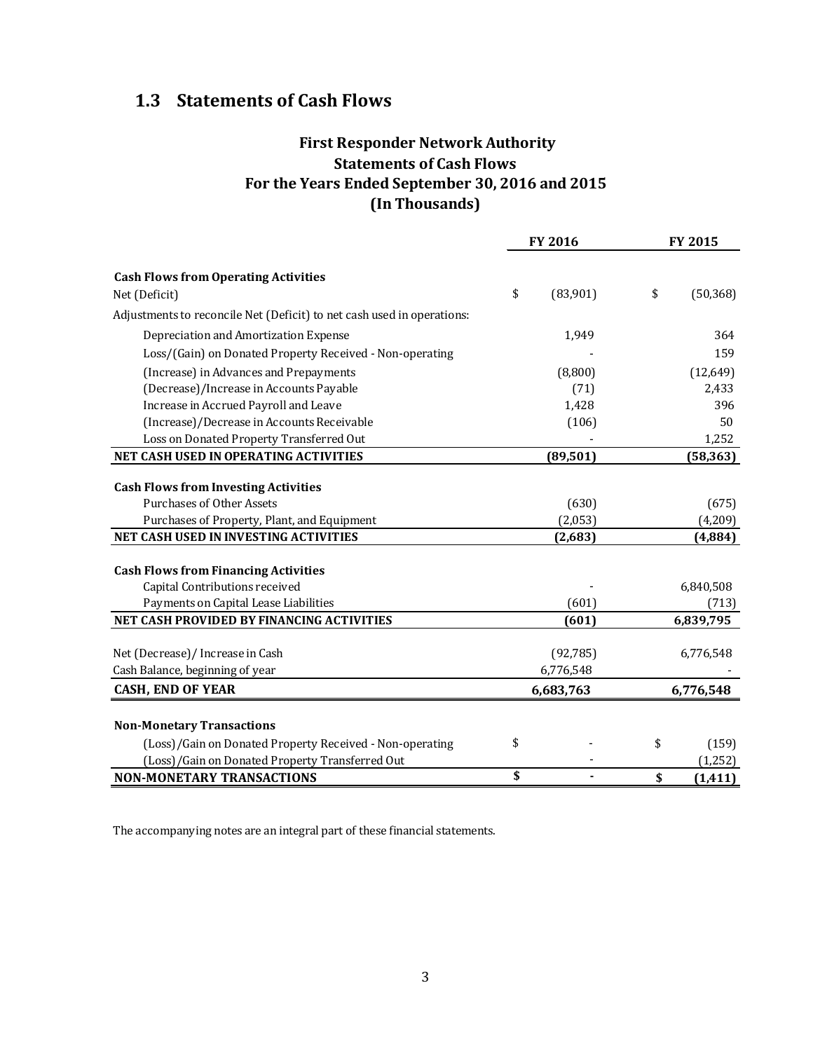## 1.3 Statements of Cash Flows

### First Responder Network Authority
### Statements of Cash Flows
### For the Years Ended September 30, 2016 and 2015
### (In Thousands)

| | FY 2016 | FY 2015 |
|---|---|---|
| **Cash Flows from Operating Activities** | | |
| Net (Deficit) | $ (83,901) | $ (50,368) |
| Adjustments to reconcile Net (Deficit) to net cash used in operations: | | |
| Depreciation and Amortization Expense | 1,949 | 364 |
| Loss/(Gain) on Donated Property Received - Non-operating | - | 159 |
| (Increase) in Advances and Prepayments | (8,800) | (12,649) |
| (Decrease)/Increase in Accounts Payable | (71) | 2,433 |
| Increase in Accrued Payroll and Leave | 1,428 | 396 |
| (Increase)/Decrease in Accounts Receivable | (106) | 50 |
| Loss on Donated Property Transferred Out | - | 1,252 |
| **NET CASH USED IN OPERATING ACTIVITIES** | **(89,501)** | **(58,363)** |
| **Cash Flows from Investing Activities** | | |
| Purchases of Other Assets | (630) | (675) |
| Purchases of Property, Plant, and Equipment | (2,053) | (4,209) |
| **NET CASH USED IN INVESTING ACTIVITIES** | **(2,683)** | **(4,884)** |
| **Cash Flows from Financing Activities** | | |
| Capital Contributions received | - | 6,840,508 |
| Payments on Capital Lease Liabilities | (601) | (713) |
| **NET CASH PROVIDED BY FINANCING ACTIVITIES** | **(601)** | **6,839,795** |
| Net (Decrease)/ Increase in Cash | (92,785) | 6,776,548 |
| Cash Balance, beginning of year | 6,776,548 | - |
| **CASH, END OF YEAR** | **6,683,763** | **6,776,548** |
| **Non-Monetary Transactions** | | |
| (Loss)/Gain on Donated Property Received - Non-operating | $ - | $ (159) |
| (Loss)/Gain on Donated Property Transferred Out | - | (1,252) |
| **NON-MONETARY TRANSACTIONS** | **$ -** | **$ (1,411)** |

The accompanying notes are an integral part of these financial statements.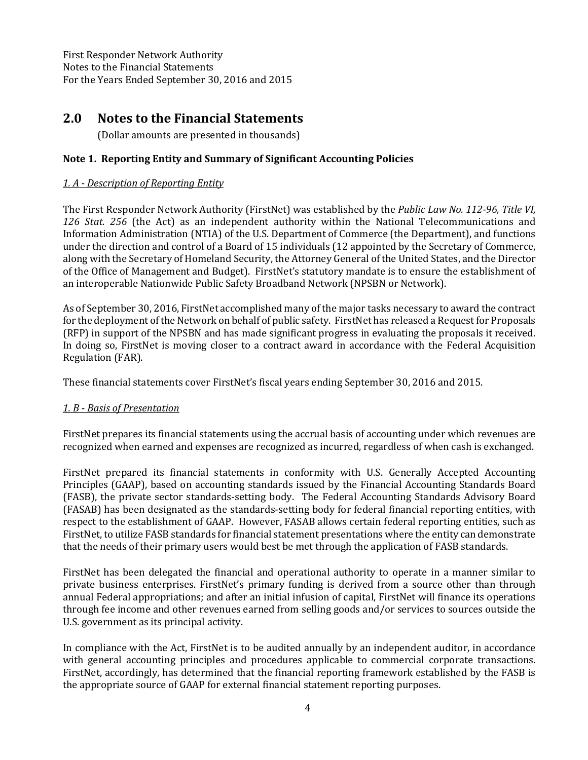First Responder Network Authority
Notes to the Financial Statements
For the Years Ended September 30, 2016 and 2015

## 2.0 Notes to the Financial Statements

(Dollar amounts are presented in thousands)

### Note 1. Reporting Entity and Summary of Significant Accounting Policies

*1. A - Description of Reporting Entity*

The First Responder Network Authority (FirstNet) was established by the *Public Law No. 112-96, Title VI, 126 Stat. 256* (the Act) as an independent authority within the National Telecommunications and Information Administration (NTIA) of the U.S. Department of Commerce (the Department), and functions under the direction and control of a Board of 15 individuals (12 appointed by the Secretary of Commerce, along with the Secretary of Homeland Security, the Attorney General of the United States, and the Director of the Office of Management and Budget). FirstNet's statutory mandate is to ensure the establishment of an interoperable Nationwide Public Safety Broadband Network (NPSBN or Network).

As of September 30, 2016, FirstNet accomplished many of the major tasks necessary to award the contract for the deployment of the Network on behalf of public safety. FirstNet has released a Request for Proposals (RFP) in support of the NPSBN and has made significant progress in evaluating the proposals it received. In doing so, FirstNet is moving closer to a contract award in accordance with the Federal Acquisition Regulation (FAR).

These financial statements cover FirstNet's fiscal years ending September 30, 2016 and 2015.

*1. B - Basis of Presentation*

FirstNet prepares its financial statements using the accrual basis of accounting under which revenues are recognized when earned and expenses are recognized as incurred, regardless of when cash is exchanged.

FirstNet prepared its financial statements in conformity with U.S. Generally Accepted Accounting Principles (GAAP), based on accounting standards issued by the Financial Accounting Standards Board (FASB), the private sector standards-setting body. The Federal Accounting Standards Advisory Board (FASAB) has been designated as the standards-setting body for federal financial reporting entities, with respect to the establishment of GAAP. However, FASAB allows certain federal reporting entities, such as FirstNet, to utilize FASB standards for financial statement presentations where the entity can demonstrate that the needs of their primary users would best be met through the application of FASB standards.

FirstNet has been delegated the financial and operational authority to operate in a manner similar to private business enterprises. FirstNet's primary funding is derived from a source other than through annual Federal appropriations; and after an initial infusion of capital, FirstNet will finance its operations through fee income and other revenues earned from selling goods and/or services to sources outside the U.S. government as its principal activity.

In compliance with the Act, FirstNet is to be audited annually by an independent auditor, in accordance with general accounting principles and procedures applicable to commercial corporate transactions. FirstNet, accordingly, has determined that the financial reporting framework established by the FASB is the appropriate source of GAAP for external financial statement reporting purposes.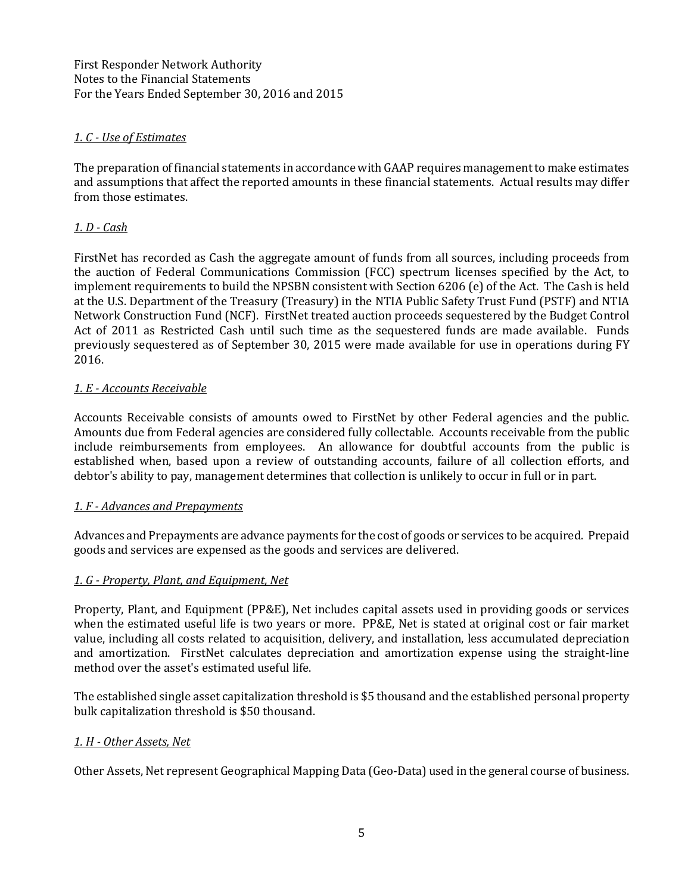*1. C - Use of Estimates*

The preparation of financial statements in accordance with GAAP requires management to make estimates and assumptions that affect the reported amounts in these financial statements. Actual results may differ from those estimates.

*1. D - Cash*

FirstNet has recorded as Cash the aggregate amount of funds from all sources, including proceeds from the auction of Federal Communications Commission (FCC) spectrum licenses specified by the Act, to implement requirements to build the NPSBN consistent with Section 6206 (e) of the Act. The Cash is held at the U.S. Department of the Treasury (Treasury) in the NTIA Public Safety Trust Fund (PSTF) and NTIA Network Construction Fund (NCF). FirstNet treated auction proceeds sequestered by the Budget Control Act of 2011 as Restricted Cash until such time as the sequestered funds are made available. Funds previously sequestered as of September 30, 2015 were made available for use in operations during FY 2016.

*1. E - Accounts Receivable*

Accounts Receivable consists of amounts owed to FirstNet by other Federal agencies and the public. Amounts due from Federal agencies are considered fully collectable. Accounts receivable from the public include reimbursements from employees. An allowance for doubtful accounts from the public is established when, based upon a review of outstanding accounts, failure of all collection efforts, and debtor's ability to pay, management determines that collection is unlikely to occur in full or in part.

*1. F - Advances and Prepayments*

Advances and Prepayments are advance payments for the cost of goods or services to be acquired. Prepaid goods and services are expensed as the goods and services are delivered.

*1. G - Property, Plant, and Equipment, Net*

Property, Plant, and Equipment (PP&E), Net includes capital assets used in providing goods or services when the estimated useful life is two years or more. PP&E, Net is stated at original cost or fair market value, including all costs related to acquisition, delivery, and installation, less accumulated depreciation and amortization. FirstNet calculates depreciation and amortization expense using the straight-line method over the asset's estimated useful life.

The established single asset capitalization threshold is $5 thousand and the established personal property bulk capitalization threshold is $50 thousand.

*1. H - Other Assets, Net*

Other Assets, Net represent Geographical Mapping Data (Geo-Data) used in the general course of business.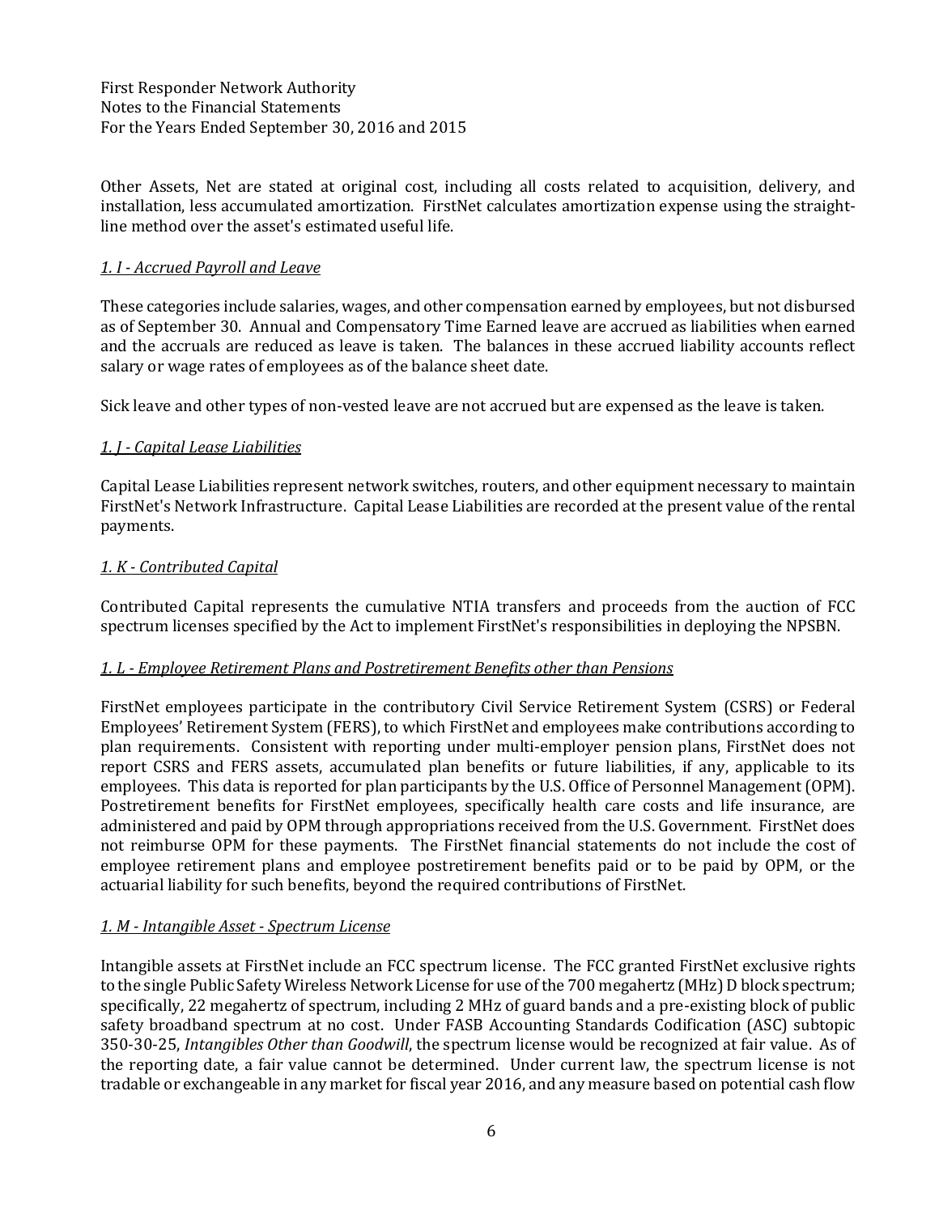Other Assets, Net are stated at original cost, including all costs related to acquisition, delivery, and installation, less accumulated amortization. FirstNet calculates amortization expense using the straight-line method over the asset's estimated useful life.

### *1. I - Accrued Payroll and Leave*

These categories include salaries, wages, and other compensation earned by employees, but not disbursed as of September 30. Annual and Compensatory Time Earned leave are accrued as liabilities when earned and the accruals are reduced as leave is taken. The balances in these accrued liability accounts reflect salary or wage rates of employees as of the balance sheet date.

Sick leave and other types of non-vested leave are not accrued but are expensed as the leave is taken.

### *1. J - Capital Lease Liabilities*

Capital Lease Liabilities represent network switches, routers, and other equipment necessary to maintain FirstNet's Network Infrastructure. Capital Lease Liabilities are recorded at the present value of the rental payments.

### *1. K - Contributed Capital*

Contributed Capital represents the cumulative NTIA transfers and proceeds from the auction of FCC spectrum licenses specified by the Act to implement FirstNet's responsibilities in deploying the NPSBN.

### *1. L - Employee Retirement Plans and Postretirement Benefits other than Pensions*

FirstNet employees participate in the contributory Civil Service Retirement System (CSRS) or Federal Employees' Retirement System (FERS), to which FirstNet and employees make contributions according to plan requirements. Consistent with reporting under multi-employer pension plans, FirstNet does not report CSRS and FERS assets, accumulated plan benefits or future liabilities, if any, applicable to its employees. This data is reported for plan participants by the U.S. Office of Personnel Management (OPM). Postretirement benefits for FirstNet employees, specifically health care costs and life insurance, are administered and paid by OPM through appropriations received from the U.S. Government. FirstNet does not reimburse OPM for these payments. The FirstNet financial statements do not include the cost of employee retirement plans and employee postretirement benefits paid or to be paid by OPM, or the actuarial liability for such benefits, beyond the required contributions of FirstNet.

### *1. M - Intangible Asset - Spectrum License*

Intangible assets at FirstNet include an FCC spectrum license. The FCC granted FirstNet exclusive rights to the single Public Safety Wireless Network License for use of the 700 megahertz (MHz) D block spectrum; specifically, 22 megahertz of spectrum, including 2 MHz of guard bands and a pre-existing block of public safety broadband spectrum at no cost. Under FASB Accounting Standards Codification (ASC) subtopic 350-30-25, *Intangibles Other than Goodwill*, the spectrum license would be recognized at fair value. As of the reporting date, a fair value cannot be determined. Under current law, the spectrum license is not tradable or exchangeable in any market for fiscal year 2016, and any measure based on potential cash flow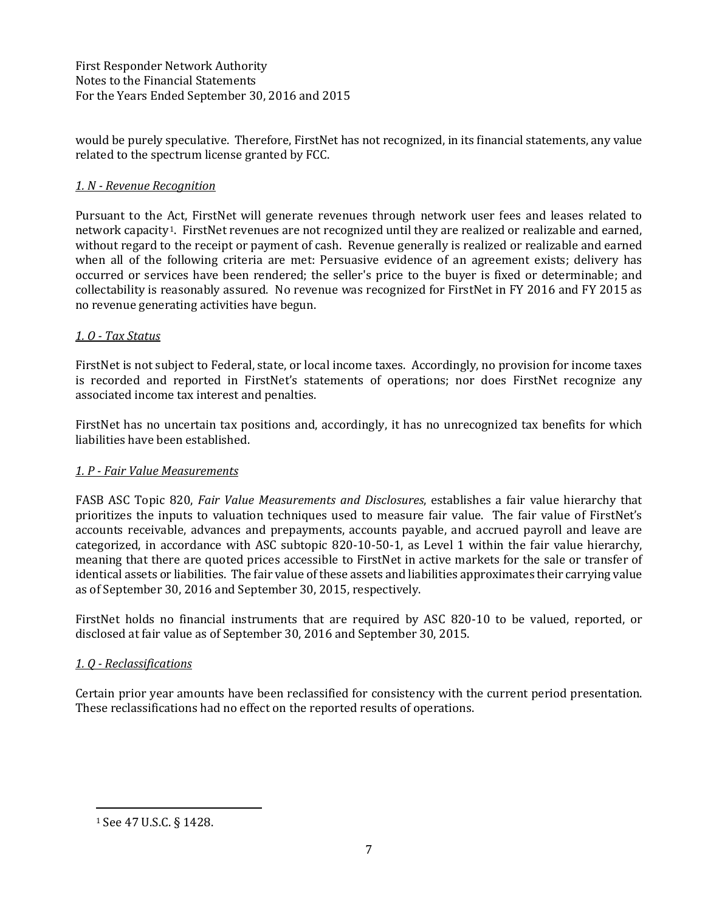would be purely speculative. Therefore, FirstNet has not recognized, in its financial statements, any value related to the spectrum license granted by FCC.

*1. N - Revenue Recognition*

Pursuant to the Act, FirstNet will generate revenues through network user fees and leases related to network capacity[1]. FirstNet revenues are not recognized until they are realized or realizable and earned, without regard to the receipt or payment of cash. Revenue generally is realized or realizable and earned when all of the following criteria are met: Persuasive evidence of an agreement exists; delivery has occurred or services have been rendered; the seller's price to the buyer is fixed or determinable; and collectability is reasonably assured. No revenue was recognized for FirstNet in FY 2016 and FY 2015 as no revenue generating activities have begun.

*1. O - Tax Status*

FirstNet is not subject to Federal, state, or local income taxes. Accordingly, no provision for income taxes is recorded and reported in FirstNet's statements of operations; nor does FirstNet recognize any associated income tax interest and penalties.

FirstNet has no uncertain tax positions and, accordingly, it has no unrecognized tax benefits for which liabilities have been established.

*1. P - Fair Value Measurements*

FASB ASC Topic 820, *Fair Value Measurements and Disclosures*, establishes a fair value hierarchy that prioritizes the inputs to valuation techniques used to measure fair value. The fair value of FirstNet's accounts receivable, advances and prepayments, accounts payable, and accrued payroll and leave are categorized, in accordance with ASC subtopic 820-10-50-1, as Level 1 within the fair value hierarchy, meaning that there are quoted prices accessible to FirstNet in active markets for the sale or transfer of identical assets or liabilities. The fair value of these assets and liabilities approximates their carrying value as of September 30, 2016 and September 30, 2015, respectively.

FirstNet holds no financial instruments that are required by ASC 820-10 to be valued, reported, or disclosed at fair value as of September 30, 2016 and September 30, 2015.

*1. Q - Reclassifications*

Certain prior year amounts have been reclassified for consistency with the current period presentation. These reclassifications had no effect on the reported results of operations.

---

[1] See 47 U.S.C. § 1428.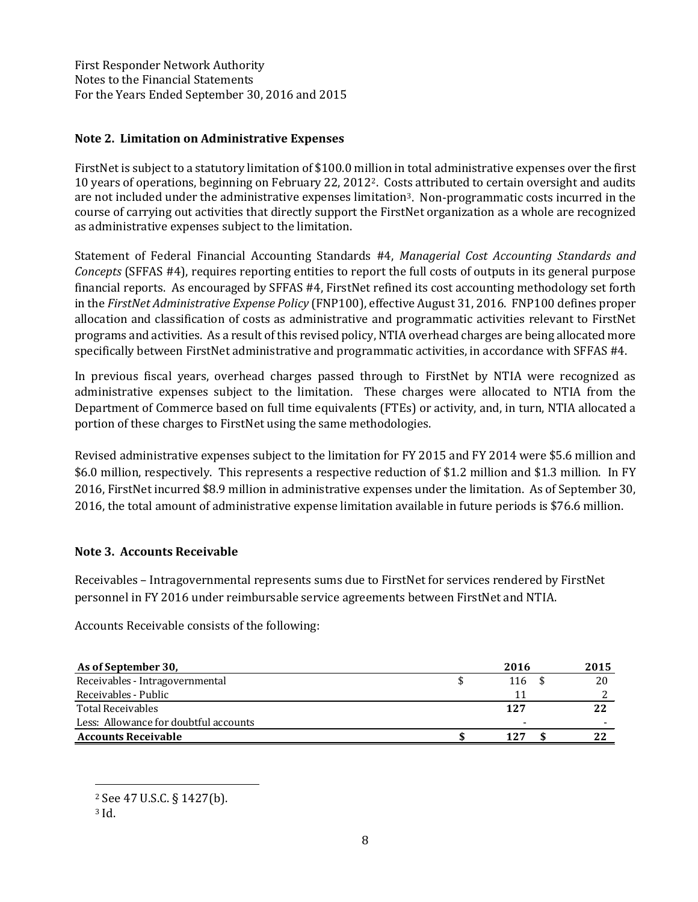## Note 2. Limitation on Administrative Expenses

FirstNet is subject to a statutory limitation of $100.0 million in total administrative expenses over the first 10 years of operations, beginning on February 22, 2012[2]. Costs attributed to certain oversight and audits are not included under the administrative expenses limitation[3]. Non-programmatic costs incurred in the course of carrying out activities that directly support the FirstNet organization as a whole are recognized as administrative expenses subject to the limitation.

Statement of Federal Financial Accounting Standards #4, *Managerial Cost Accounting Standards and Concepts* (SFFAS #4), requires reporting entities to report the full costs of outputs in its general purpose financial reports. As encouraged by SFFAS #4, FirstNet refined its cost accounting methodology set forth in the *FirstNet Administrative Expense Policy* (FNP100), effective August 31, 2016. FNP100 defines proper allocation and classification of costs as administrative and programmatic activities relevant to FirstNet programs and activities. As a result of this revised policy, NTIA overhead charges are being allocated more specifically between FirstNet administrative and programmatic activities, in accordance with SFFAS #4.

In previous fiscal years, overhead charges passed through to FirstNet by NTIA were recognized as administrative expenses subject to the limitation. These charges were allocated to NTIA from the Department of Commerce based on full time equivalents (FTEs) or activity, and, in turn, NTIA allocated a portion of these charges to FirstNet using the same methodologies.

Revised administrative expenses subject to the limitation for FY 2015 and FY 2014 were $5.6 million and $6.0 million, respectively. This represents a respective reduction of $1.2 million and $1.3 million. In FY 2016, FirstNet incurred $8.9 million in administrative expenses under the limitation. As of September 30, 2016, the total amount of administrative expense limitation available in future periods is $76.6 million.

## Note 3. Accounts Receivable

Receivables – Intragovernmental represents sums due to FirstNet for services rendered by FirstNet personnel in FY 2016 under reimbursable service agreements between FirstNet and NTIA.

Accounts Receivable consists of the following:

| As of September 30, | 2016 | 2015 |
|---|---|---|
| Receivables - Intragovernmental | $ 116 | $ 20 |
| Receivables - Public | 11 | 2 |
| Total Receivables | **127** | **22** |
| Less: Allowance for doubtful accounts | - | - |
| **Accounts Receivable** | **$ 127** | **$ 22** |

[2] See 47 U.S.C. § 1427(b).

[3] Id.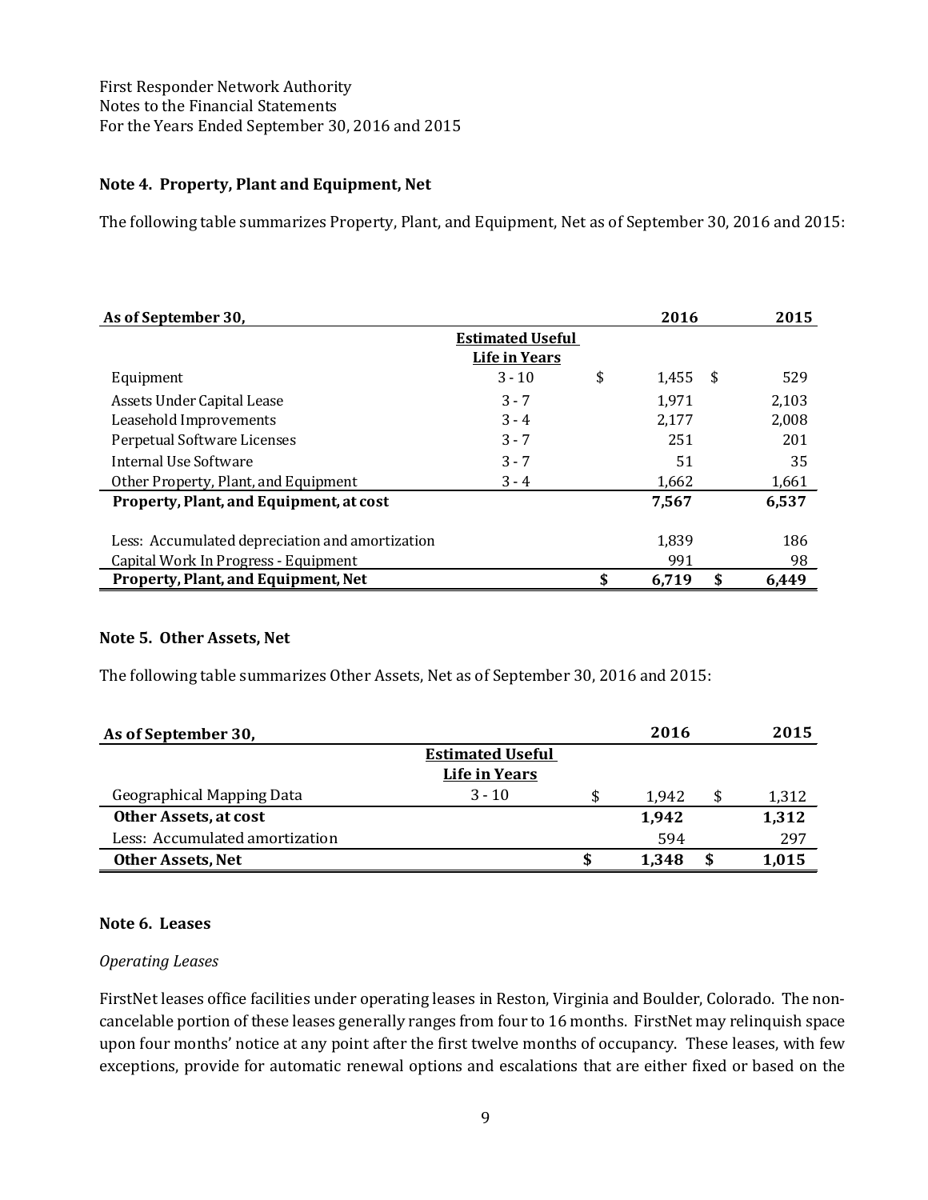First Responder Network Authority
Notes to the Financial Statements
For the Years Ended September 30, 2016 and 2015

**Note 4. Property, Plant and Equipment, Net**

The following table summarizes Property, Plant, and Equipment, Net as of September 30, 2016 and 2015:

| As of September 30, | Estimated Useful Life in Years | 2016 | 2015 |
|---|---|---|---|
| Equipment | 3 - 10 | $ 1,455 | $ 529 |
| Assets Under Capital Lease | 3 - 7 | 1,971 | 2,103 |
| Leasehold Improvements | 3 - 4 | 2,177 | 2,008 |
| Perpetual Software Licenses | 3 - 7 | 251 | 201 |
| Internal Use Software | 3 - 7 | 51 | 35 |
| Other Property, Plant, and Equipment | 3 - 4 | 1,662 | 1,661 |
| **Property, Plant, and Equipment, at cost** | | **7,567** | **6,537** |
| Less: Accumulated depreciation and amortization | | 1,839 | 186 |
| Capital Work In Progress - Equipment | | 991 | 98 |
| **Property, Plant, and Equipment, Net** | | **$ 6,719** | **$ 6,449** |

**Note 5. Other Assets, Net**

The following table summarizes Other Assets, Net as of September 30, 2016 and 2015:

| As of September 30, | Estimated Useful Life in Years | 2016 | 2015 |
|---|---|---|---|
| Geographical Mapping Data | 3 - 10 | $ 1,942 | $ 1,312 |
| **Other Assets, at cost** | | **1,942** | **1,312** |
| Less: Accumulated amortization | | 594 | 297 |
| **Other Assets, Net** | | **$ 1,348** | **$ 1,015** |

**Note 6. Leases**

*Operating Leases*

FirstNet leases office facilities under operating leases in Reston, Virginia and Boulder, Colorado. The non-cancelable portion of these leases generally ranges from four to 16 months. FirstNet may relinquish space upon four months' notice at any point after the first twelve months of occupancy. These leases, with few exceptions, provide for automatic renewal options and escalations that are either fixed or based on the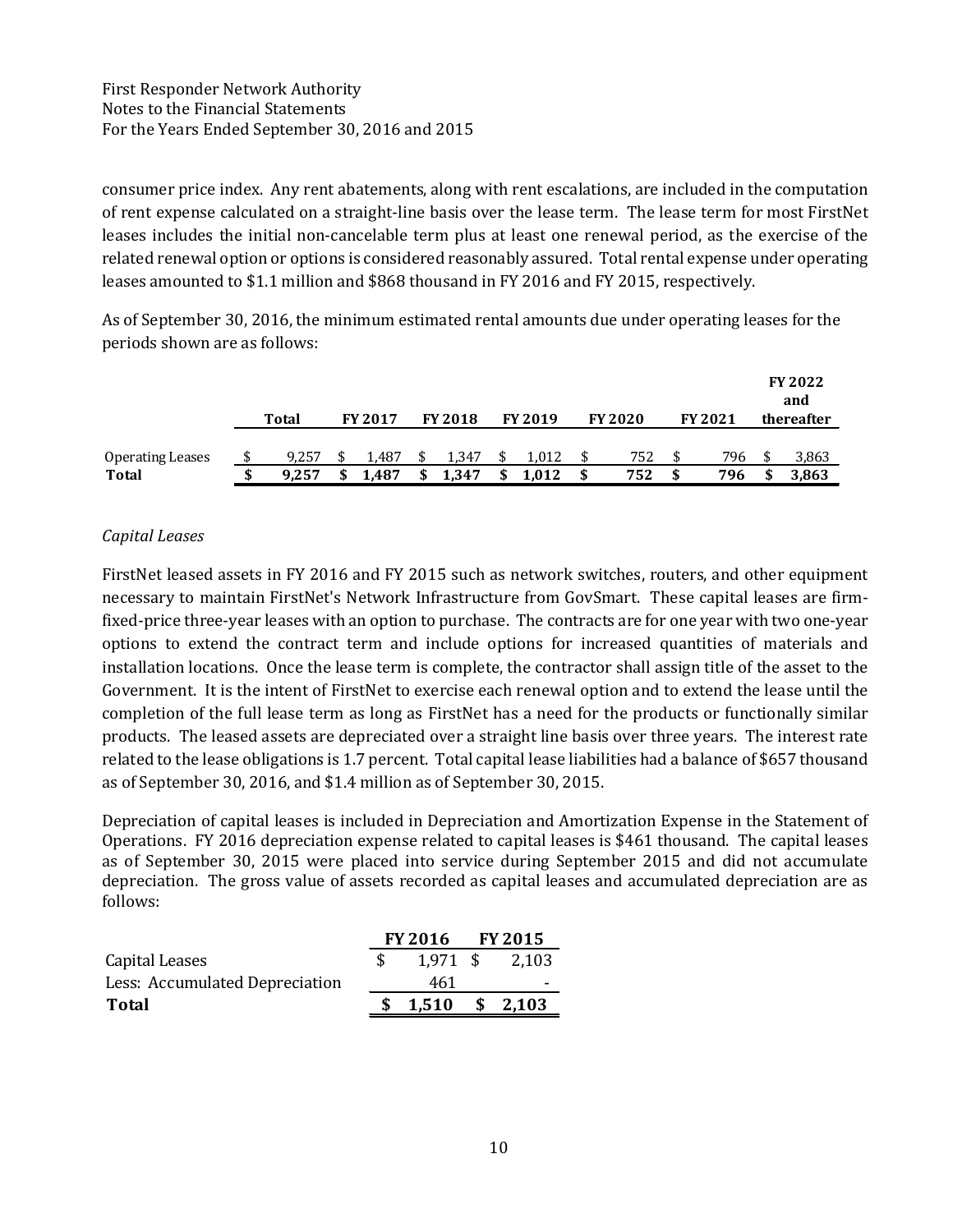consumer price index. Any rent abatements, along with rent escalations, are included in the computation of rent expense calculated on a straight-line basis over the lease term. The lease term for most FirstNet leases includes the initial non-cancelable term plus at least one renewal period, as the exercise of the related renewal option or options is considered reasonably assured. Total rental expense under operating leases amounted to $1.1 million and $868 thousand in FY 2016 and FY 2015, respectively.

As of September 30, 2016, the minimum estimated rental amounts due under operating leases for the periods shown are as follows:

| | Total | FY 2017 | FY 2018 | FY 2019 | FY 2020 | FY 2021 | FY 2022 and thereafter |
|---|---|---|---|---|---|---|---|
| Operating Leases | $ 9,257 | $ 1,487 | $ 1,347 | $ 1,012 | $ 752 | $ 796 | $ 3,863 |
| **Total** | **$ 9,257** | **$ 1,487** | **$ 1,347** | **$ 1,012** | **$ 752** | **$ 796** | **$ 3,863** |

*Capital Leases*

FirstNet leased assets in FY 2016 and FY 2015 such as network switches, routers, and other equipment necessary to maintain FirstNet's Network Infrastructure from GovSmart. These capital leases are firm-fixed-price three-year leases with an option to purchase. The contracts are for one year with two one-year options to extend the contract term and include options for increased quantities of materials and installation locations. Once the lease term is complete, the contractor shall assign title of the asset to the Government. It is the intent of FirstNet to exercise each renewal option and to extend the lease until the completion of the full lease term as long as FirstNet has a need for the products or functionally similar products. The leased assets are depreciated over a straight line basis over three years. The interest rate related to the lease obligations is 1.7 percent. Total capital lease liabilities had a balance of $657 thousand as of September 30, 2016, and $1.4 million as of September 30, 2015.

Depreciation of capital leases is included in Depreciation and Amortization Expense in the Statement of Operations. FY 2016 depreciation expense related to capital leases is $461 thousand. The capital leases as of September 30, 2015 were placed into service during September 2015 and did not accumulate depreciation. The gross value of assets recorded as capital leases and accumulated depreciation are as follows:

| | FY 2016 | FY 2015 |
|---|---|---|
| Capital Leases | $ 1,971 | $ 2,103 |
| Less: Accumulated Depreciation | 461 | - |
| **Total** | **$ 1,510** | **$ 2,103** |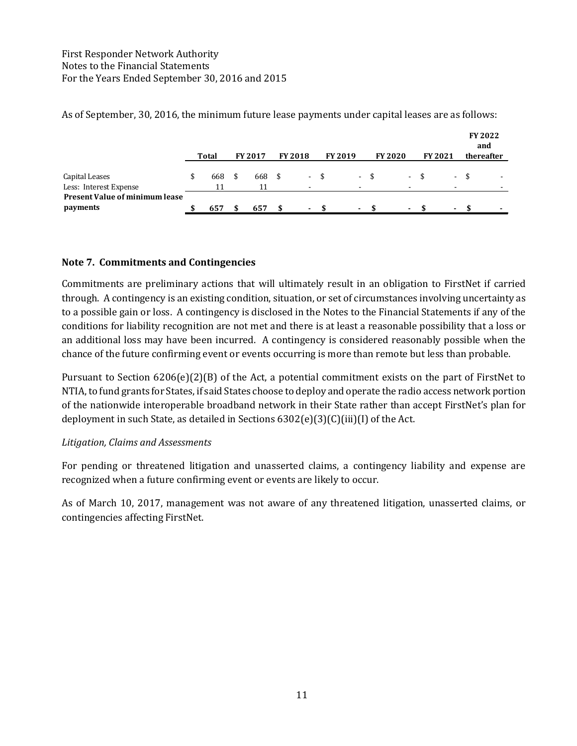As of September, 30, 2016, the minimum future lease payments under capital leases are as follows:

| | Total | FY 2017 | FY 2018 | FY 2019 | FY 2020 | FY 2021 | FY 2022 and thereafter |
|---|---|---|---|---|---|---|---|
| Capital Leases | $ 668 | $ 668 | $ - | $ - | $ - | $ - | $ - |
| Less: Interest Expense | 11 | 11 | - | - | - | - | - |
| **Present Value of minimum lease payments** | **$ 657** | **$ 657** | **$ -** | **$ -** | **$ -** | **$ -** | **$ -** |

## Note 7. Commitments and Contingencies

Commitments are preliminary actions that will ultimately result in an obligation to FirstNet if carried through. A contingency is an existing condition, situation, or set of circumstances involving uncertainty as to a possible gain or loss. A contingency is disclosed in the Notes to the Financial Statements if any of the conditions for liability recognition are not met and there is at least a reasonable possibility that a loss or an additional loss may have been incurred. A contingency is considered reasonably possible when the chance of the future confirming event or events occurring is more than remote but less than probable.

Pursuant to Section 6206(e)(2)(B) of the Act, a potential commitment exists on the part of FirstNet to NTIA, to fund grants for States, if said States choose to deploy and operate the radio access network portion of the nationwide interoperable broadband network in their State rather than accept FirstNet's plan for deployment in such State, as detailed in Sections 6302(e)(3)(C)(iii)(I) of the Act.

*Litigation, Claims and Assessments*

For pending or threatened litigation and unasserted claims, a contingency liability and expense are recognized when a future confirming event or events are likely to occur.

As of March 10, 2017, management was not aware of any threatened litigation, unasserted claims, or contingencies affecting FirstNet.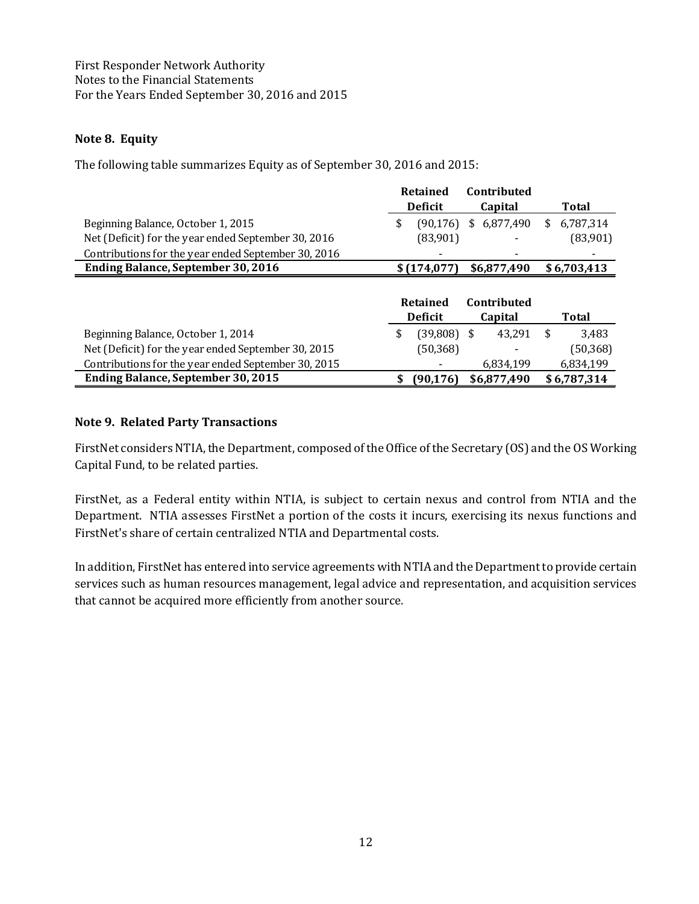First Responder Network Authority
Notes to the Financial Statements
For the Years Ended September 30, 2016 and 2015

**Note 8. Equity**

The following table summarizes Equity as of September 30, 2016 and 2015:

| | Retained Deficit | Contributed Capital | Total |
|---|---|---|---|
| Beginning Balance, October 1, 2015 | $ (90,176) | $ 6,877,490 | $ 6,787,314 |
| Net (Deficit) for the year ended September 30, 2016 | (83,901) | - | (83,901) |
| Contributions for the year ended September 30, 2016 | - | - | - |
| **Ending Balance, September 30, 2016** | **$ (174,077)** | **$6,877,490** | **$ 6,703,413** |

| | Retained Deficit | Contributed Capital | Total |
|---|---|---|---|
| Beginning Balance, October 1, 2014 | $ (39,808) | $ 43,291 | $ 3,483 |
| Net (Deficit) for the year ended September 30, 2015 | (50,368) | - | (50,368) |
| Contributions for the year ended September 30, 2015 | - | 6,834,199 | 6,834,199 |
| **Ending Balance, September 30, 2015** | **$ (90,176)** | **$6,877,490** | **$ 6,787,314** |

**Note 9. Related Party Transactions**

FirstNet considers NTIA, the Department, composed of the Office of the Secretary (OS) and the OS Working Capital Fund, to be related parties.

FirstNet, as a Federal entity within NTIA, is subject to certain nexus and control from NTIA and the Department. NTIA assesses FirstNet a portion of the costs it incurs, exercising its nexus functions and FirstNet's share of certain centralized NTIA and Departmental costs.

In addition, FirstNet has entered into service agreements with NTIA and the Department to provide certain services such as human resources management, legal advice and representation, and acquisition services that cannot be acquired more efficiently from another source.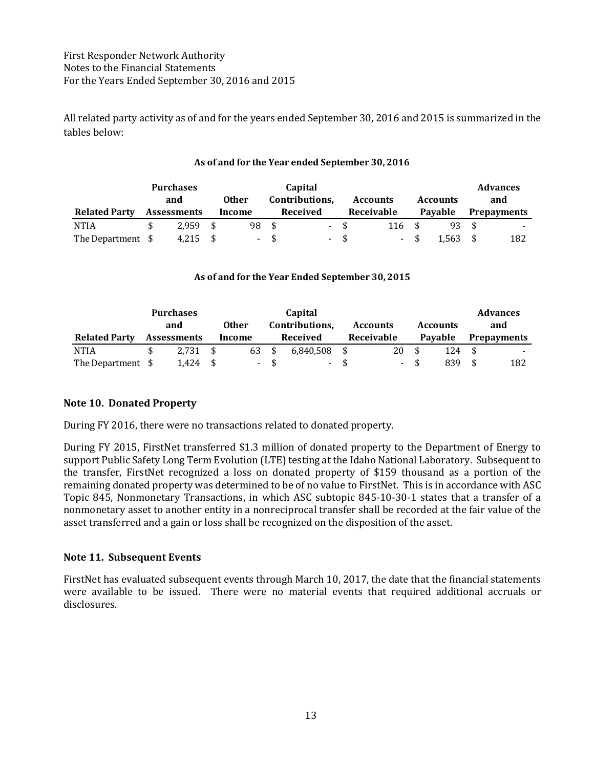All related party activity as of and for the years ended September 30, 2016 and 2015 is summarized in the tables below:

**As of and for the Year ended September 30, 2016**

| Related Party | Purchases and Assessments | Other Income | Capital Contributions, Received | Accounts Receivable | Accounts Payable | Advances and Prepayments |
|---|---|---|---|---|---|---|
| NTIA | $ 2,959 | $ 98 | $ - | $ 116 | $ 93 | $ - |
| The Department | $ 4,215 | $ - | $ - | $ - | $ 1,563 | $ 182 |

**As of and for the Year Ended September 30, 2015**

| Related Party | Purchases and Assessments | Other Income | Capital Contributions, Received | Accounts Receivable | Accounts Payable | Advances and Prepayments |
|---|---|---|---|---|---|---|
| NTIA | $ 2,731 | $ 63 | $ 6,840,508 | $ 20 | $ 124 | $ - |
| The Department | $ 1,424 | $ - | $ - | $ - | $ 839 | $ 182 |

## Note 10. Donated Property

During FY 2016, there were no transactions related to donated property.

During FY 2015, FirstNet transferred $1.3 million of donated property to the Department of Energy to support Public Safety Long Term Evolution (LTE) testing at the Idaho National Laboratory. Subsequent to the transfer, FirstNet recognized a loss on donated property of $159 thousand as a portion of the remaining donated property was determined to be of no value to FirstNet. This is in accordance with ASC Topic 845, Nonmonetary Transactions, in which ASC subtopic 845-10-30-1 states that a transfer of a nonmonetary asset to another entity in a nonreciprocal transfer shall be recorded at the fair value of the asset transferred and a gain or loss shall be recognized on the disposition of the asset.

## Note 11. Subsequent Events

FirstNet has evaluated subsequent events through March 10, 2017, the date that the financial statements were available to be issued. There were no material events that required additional accruals or disclosures.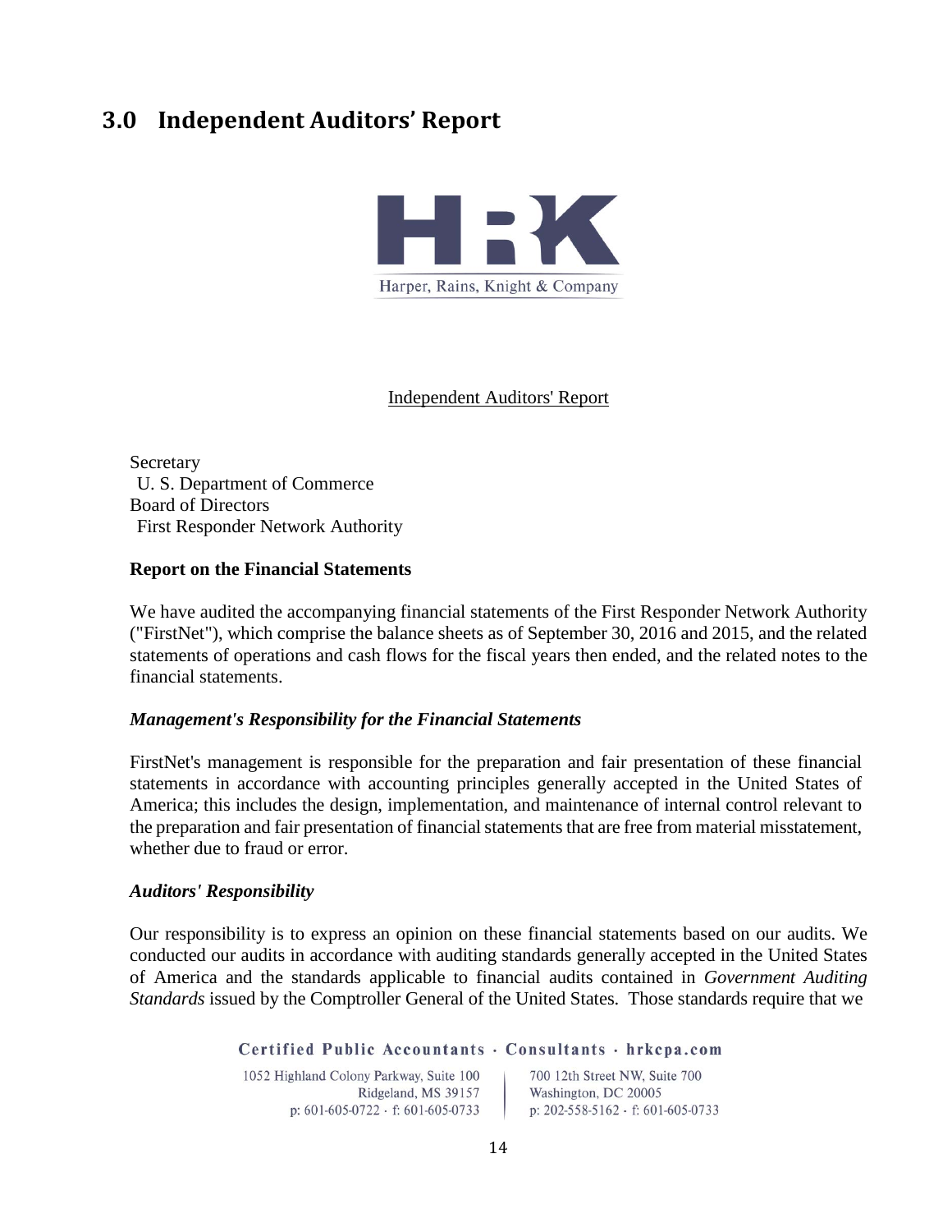# 3.0 Independent Auditors' Report

Harper, Rains, Knight & Company

Independent Auditors' Report

Secretary
U. S. Department of Commerce
Board of Directors
First Responder Network Authority

**Report on the Financial Statements**

We have audited the accompanying financial statements of the First Responder Network Authority ("FirstNet"), which comprise the balance sheets as of September 30, 2016 and 2015, and the related statements of operations and cash flows for the fiscal years then ended, and the related notes to the financial statements.

***Management's Responsibility for the Financial Statements***

FirstNet's management is responsible for the preparation and fair presentation of these financial statements in accordance with accounting principles generally accepted in the United States of America; this includes the design, implementation, and maintenance of internal control relevant to the preparation and fair presentation of financial statements that are free from material misstatement, whether due to fraud or error.

***Auditors' Responsibility***

Our responsibility is to express an opinion on these financial statements based on our audits. We conducted our audits in accordance with auditing standards generally accepted in the United States of America and the standards applicable to financial audits contained in *Government Auditing Standards* issued by the Comptroller General of the United States. Those standards require that we

Certified Public Accountants · Consultants · hrkcpa.com

1052 Highland Colony Parkway, Suite 100
Ridgeland, MS 39157
p: 601-605-0722 · f: 601-605-0733

700 12th Street NW, Suite 700
Washington, DC 20005
p: 202-558-5162 · f: 601-605-0733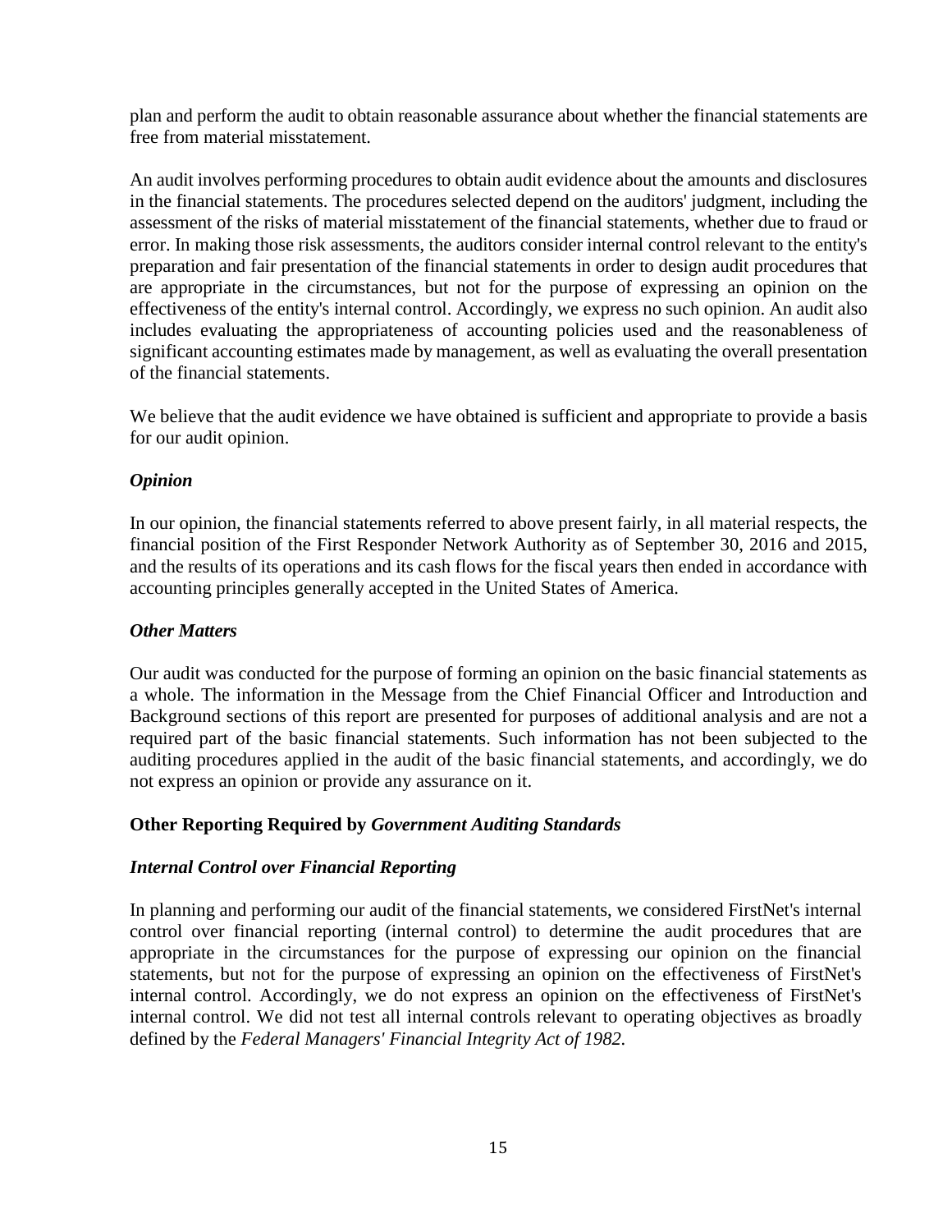plan and perform the audit to obtain reasonable assurance about whether the financial statements are free from material misstatement.

An audit involves performing procedures to obtain audit evidence about the amounts and disclosures in the financial statements. The procedures selected depend on the auditors' judgment, including the assessment of the risks of material misstatement of the financial statements, whether due to fraud or error. In making those risk assessments, the auditors consider internal control relevant to the entity's preparation and fair presentation of the financial statements in order to design audit procedures that are appropriate in the circumstances, but not for the purpose of expressing an opinion on the effectiveness of the entity's internal control. Accordingly, we express no such opinion. An audit also includes evaluating the appropriateness of accounting policies used and the reasonableness of significant accounting estimates made by management, as well as evaluating the overall presentation of the financial statements.

We believe that the audit evidence we have obtained is sufficient and appropriate to provide a basis for our audit opinion.

### *Opinion*

In our opinion, the financial statements referred to above present fairly, in all material respects, the financial position of the First Responder Network Authority as of September 30, 2016 and 2015, and the results of its operations and its cash flows for the fiscal years then ended in accordance with accounting principles generally accepted in the United States of America.

### *Other Matters*

Our audit was conducted for the purpose of forming an opinion on the basic financial statements as a whole. The information in the Message from the Chief Financial Officer and Introduction and Background sections of this report are presented for purposes of additional analysis and are not a required part of the basic financial statements. Such information has not been subjected to the auditing procedures applied in the audit of the basic financial statements, and accordingly, we do not express an opinion or provide any assurance on it.

## Other Reporting Required by *Government Auditing Standards*

### *Internal Control over Financial Reporting*

In planning and performing our audit of the financial statements, we considered FirstNet's internal control over financial reporting (internal control) to determine the audit procedures that are appropriate in the circumstances for the purpose of expressing our opinion on the financial statements, but not for the purpose of expressing an opinion on the effectiveness of FirstNet's internal control. Accordingly, we do not express an opinion on the effectiveness of FirstNet's internal control. We did not test all internal controls relevant to operating objectives as broadly defined by the *Federal Managers' Financial Integrity Act of 1982.*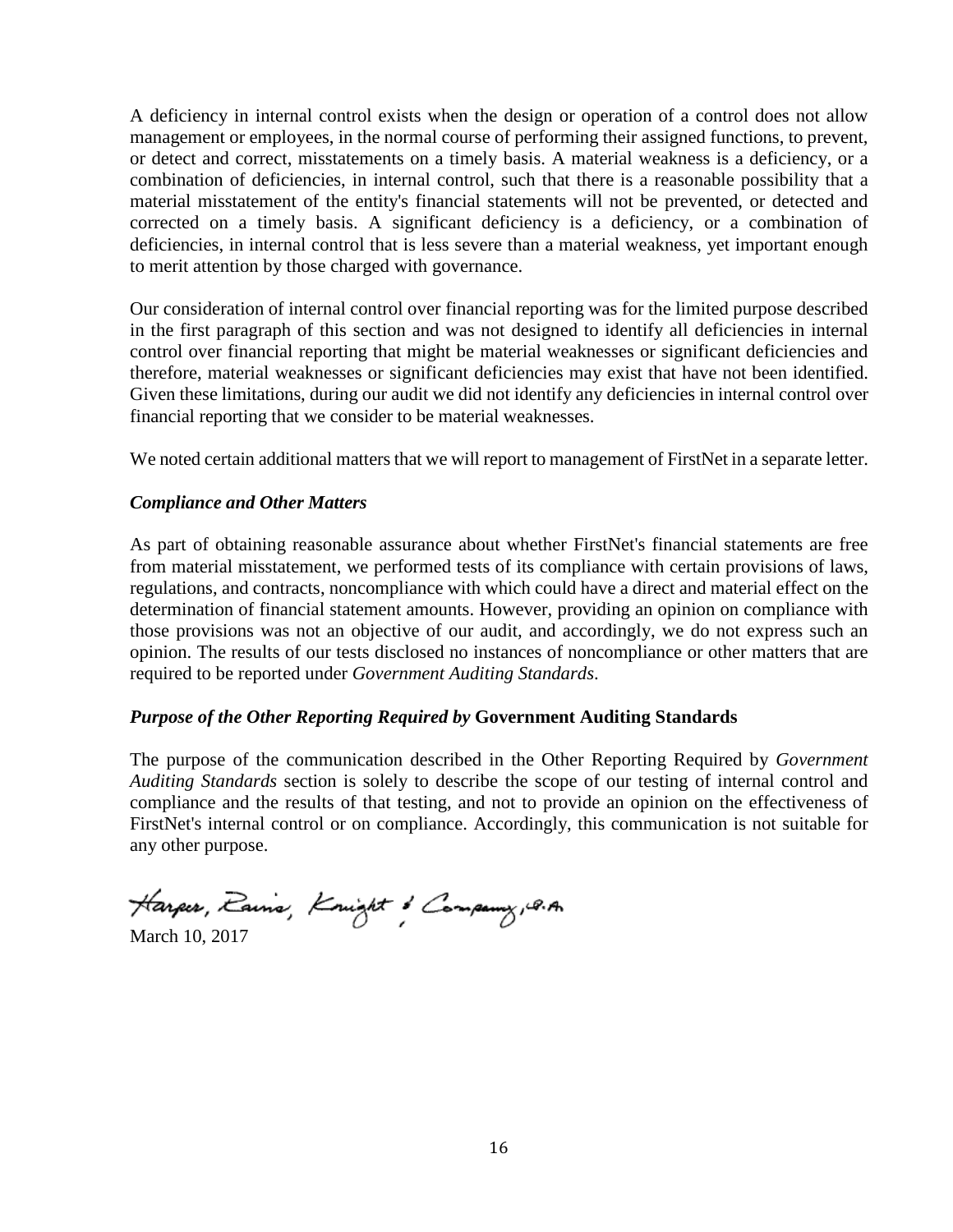A deficiency in internal control exists when the design or operation of a control does not allow management or employees, in the normal course of performing their assigned functions, to prevent, or detect and correct, misstatements on a timely basis. A material weakness is a deficiency, or a combination of deficiencies, in internal control, such that there is a reasonable possibility that a material misstatement of the entity's financial statements will not be prevented, or detected and corrected on a timely basis. A significant deficiency is a deficiency, or a combination of deficiencies, in internal control that is less severe than a material weakness, yet important enough to merit attention by those charged with governance.

Our consideration of internal control over financial reporting was for the limited purpose described in the first paragraph of this section and was not designed to identify all deficiencies in internal control over financial reporting that might be material weaknesses or significant deficiencies and therefore, material weaknesses or significant deficiencies may exist that have not been identified. Given these limitations, during our audit we did not identify any deficiencies in internal control over financial reporting that we consider to be material weaknesses.

We noted certain additional matters that we will report to management of FirstNet in a separate letter.

### *Compliance and Other Matters*

As part of obtaining reasonable assurance about whether FirstNet's financial statements are free from material misstatement, we performed tests of its compliance with certain provisions of laws, regulations, and contracts, noncompliance with which could have a direct and material effect on the determination of financial statement amounts. However, providing an opinion on compliance with those provisions was not an objective of our audit, and accordingly, we do not express such an opinion. The results of our tests disclosed no instances of noncompliance or other matters that are required to be reported under *Government Auditing Standards*.

### *Purpose of the Other Reporting Required by* **Government Auditing Standards**

The purpose of the communication described in the Other Reporting Required by *Government Auditing Standards* section is solely to describe the scope of our testing of internal control and compliance and the results of that testing, and not to provide an opinion on the effectiveness of FirstNet's internal control or on compliance. Accordingly, this communication is not suitable for any other purpose.

Harper, Rains, Knight & Company, P.A.

March 10, 2017